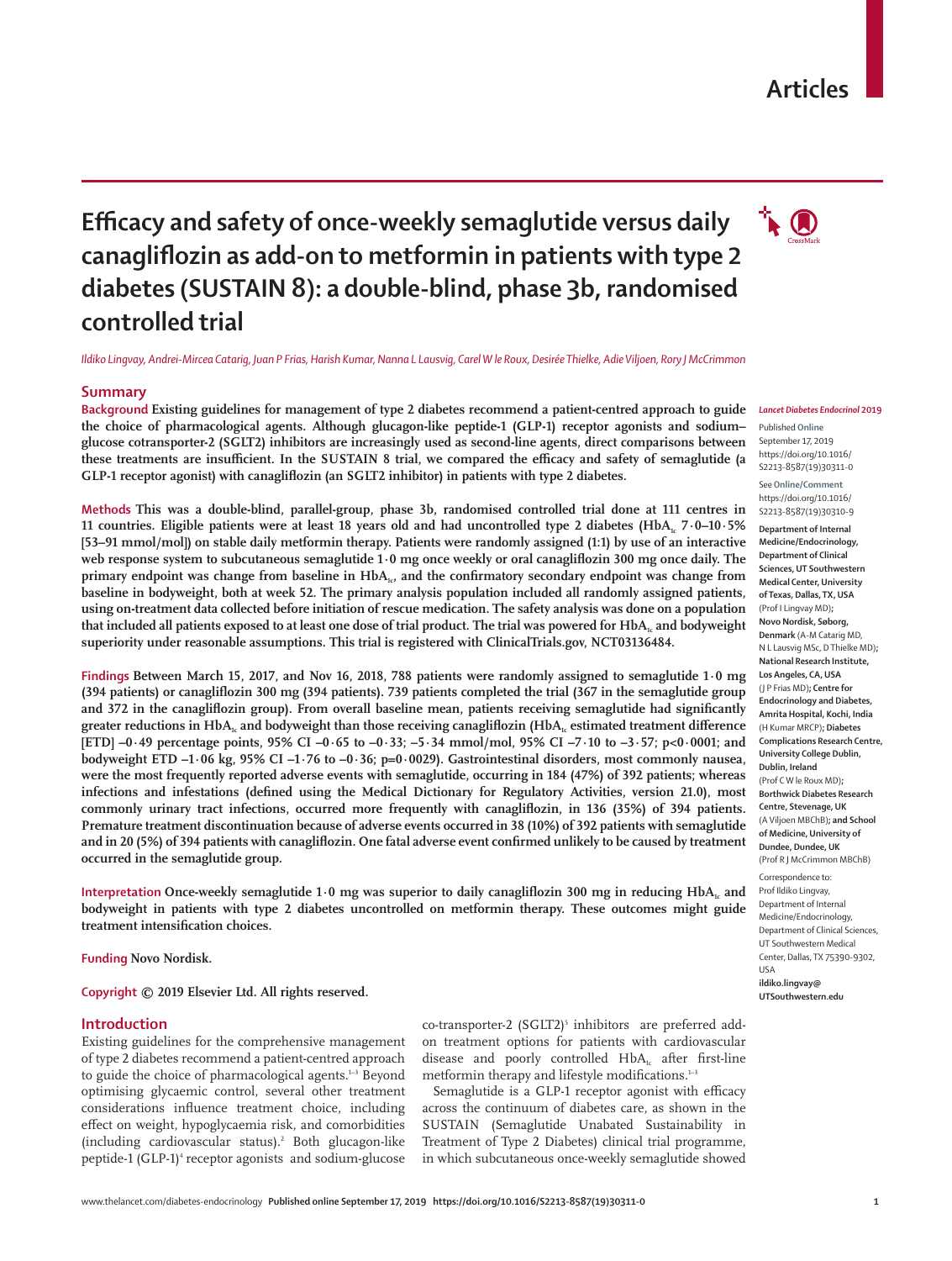# Efficacy and safety of once-weekly semaglutide versus daily canagliflozin as add-on to metformin in patients with type 2 diabetes (SUSTAIN 8): a double-blind, phase 3b, randomised controlled trial

*Ildiko Lingvay, Andrei-Mircea Catarig, Juan P Frias, Harish Kumar, Nanna L Lausvig, Carel W le Roux, Desirée Thielke, Adie Viljoen, Rory J McCrimmon*

## Summary

**Background** Existing guidelines for management of type 2 diabetes recommend a patient-centred approach to guide the choice of pharmacological agents. Although glucagon-like peptide-1 (GLP-1) receptor agonists and sodium–glucose cotransporter-2 (SGLT2) inhibitors are increasingly used as second-line agents, direct comparisons between these treatments are insufficient. In the SUSTAIN 8 trial, we compared the efficacy and safety of semaglutide (a GLP-1 receptor agonist) with canagliflozin (an SGLT2 inhibitor) in patients with type 2 diabetes.

**Methods** This was a double-blind, parallel-group, phase 3b, randomised controlled trial done at 111 centres in 11 countries. Eligible patients were at least 18 years old and had uncontrolled type 2 diabetes ($HbA_{1c}$ 7·0–10·5% [53–91 mmol/mol]) on stable daily metformin therapy. Patients were randomly assigned (1:1) by use of an interactive web response system to subcutaneous semaglutide 1·0 mg once weekly or oral canagliflozin 300 mg once daily. The primary endpoint was change from baseline in $HbA_{1c}$, and the confirmatory secondary endpoint was change from baseline in bodyweight, both at week 52. The primary analysis population included all randomly assigned patients, using on-treatment data collected before initiation of rescue medication. The safety analysis was done on a population that included all patients exposed to at least one dose of trial product. The trial was powered for $HbA_{1c}$ and bodyweight superiority under reasonable assumptions. This trial is registered with ClinicalTrials.gov, NCT03136484.

**Findings** Between March 15, 2017, and Nov 16, 2018, 788 patients were randomly assigned to semaglutide 1·0 mg (394 patients) or canagliflozin 300 mg (394 patients). 739 patients completed the trial (367 in the semaglutide group and 372 in the canagliflozin group). From overall baseline mean, patients receiving semaglutide had significantly greater reductions in $HbA_{1c}$ and bodyweight than those receiving canagliflozin ($HbA_{1c}$ estimated treatment difference [ETD] –0·49 percentage points, 95% CI –0·65 to –0·33; –5·34 mmol/mol, 95% CI –7·10 to –3·57; p<0·0001; and bodyweight ETD –1·06 kg, 95% CI –1·76 to –0·36; p=0·0029). Gastrointestinal disorders, most commonly nausea, were the most frequently reported adverse events with semaglutide, occurring in 184 (47%) of 392 patients; whereas infections and infestations (defined using the Medical Dictionary for Regulatory Activities, version 21.0), most commonly urinary tract infections, occurred more frequently with canagliflozin, in 136 (35%) of 394 patients. Premature treatment discontinuation because of adverse events occurred in 38 (10%) of 392 patients with semaglutide and in 20 (5%) of 394 patients with canagliflozin. One fatal adverse event confirmed unlikely to be caused by treatment occurred in the semaglutide group.

**Interpretation** Once-weekly semaglutide 1·0 mg was superior to daily canagliflozin 300 mg in reducing $HbA_{1c}$ and bodyweight in patients with type 2 diabetes uncontrolled on metformin therapy. These outcomes might guide treatment intensification choices.

**Funding** Novo Nordisk.

**Copyright** © 2019 Elsevier Ltd. All rights reserved.

*Lancet Diabetes Endocrinol* 2019

Published **Online** September 17, 2019 https://doi.org/10.1016/S2213-8587(19)30311-0

See **Online/Comment** https://doi.org/10.1016/S2213-8587(19)30310-9

**Department of Internal Medicine/Endocrinology, Department of Clinical Sciences, UT Southwestern Medical Center, University of Texas, Dallas, TX, USA** (Prof I Lingvay MD); **Novo Nordisk, Søborg, Denmark** (A-M Catarig MD, N L Lausvig MSc, D Thielke MD); **National Research Institute, Los Angeles, CA, USA** (J P Frias MD); **Centre for Endocrinology and Diabetes, Amrita Hospital, Kochi, India** (H Kumar MRCP); **Diabetes Complications Research Centre, University College Dublin, Dublin, Ireland** (Prof C W le Roux MD); **Borthwick Diabetes Research Centre, Stevenage, UK** (A Viljoen MBChB); **and School of Medicine, University of Dundee, Dundee, UK** (Prof R J McCrimmon MBChB)

Correspondence to: Prof Ildiko Lingvay, Department of Internal Medicine/Endocrinology, Department of Clinical Sciences, UT Southwestern Medical Center, Dallas, TX 75390-9302, USA **ildiko.lingvay@UTSouthwestern.edu**

## Introduction

Existing guidelines for the comprehensive management of type 2 diabetes recommend a patient-centred approach to guide the choice of pharmacological agents.[1–3] Beyond optimising glycaemic control, several other treatment considerations influence treatment choice, including effect on weight, hypoglycaemia risk, and comorbidities (including cardiovascular status).[2] Both glucagon-like peptide-1 (GLP-1)[4] receptor agonists and sodium-glucose co-transporter-2 (SGLT2)[5] inhibitors are preferred add-on treatment options for patients with cardiovascular disease and poorly controlled $HbA_{1c}$ after first-line metformin therapy and lifestyle modifications.[1–3]

Semaglutide is a GLP-1 receptor agonist with efficacy across the continuum of diabetes care, as shown in the SUSTAIN (Semaglutide Unabated Sustainability in Treatment of Type 2 Diabetes) clinical trial programme, in which subcutaneous once-weekly semaglutide showed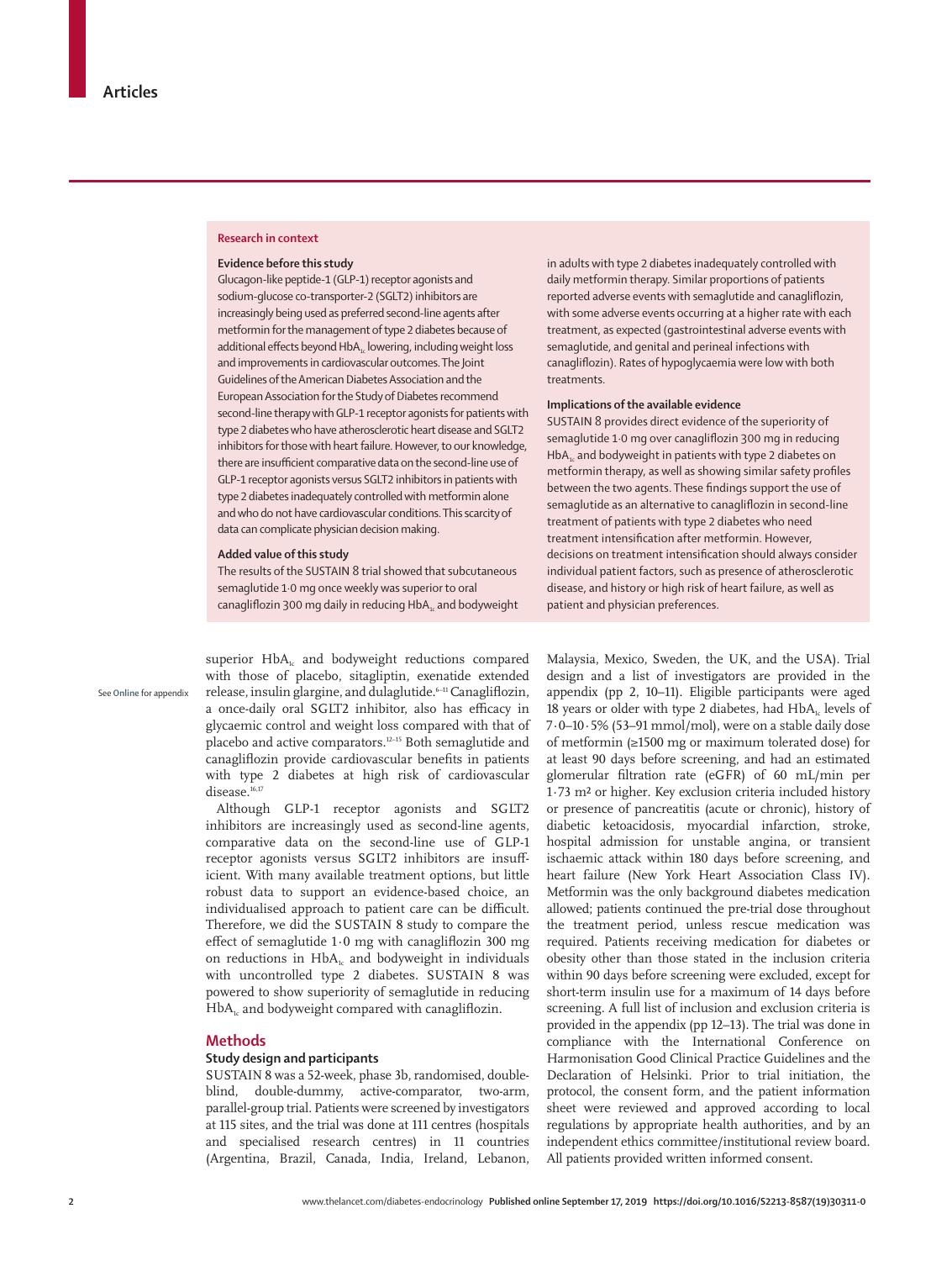## Research in context

### Evidence before this study

Glucagon-like peptide-1 (GLP-1) receptor agonists and sodium-glucose co-transporter-2 (SGLT2) inhibitors are increasingly being used as preferred second-line agents after metformin for the management of type 2 diabetes because of additional effects beyond $HbA_{1c}$ lowering, including weight loss and improvements in cardiovascular outcomes. The Joint Guidelines of the American Diabetes Association and the European Association for the Study of Diabetes recommend second-line therapy with GLP-1 receptor agonists for patients with type 2 diabetes who have atherosclerotic heart disease and SGLT2 inhibitors for those with heart failure. However, to our knowledge, there are insufficient comparative data on the second-line use of GLP-1 receptor agonists versus SGLT2 inhibitors in patients with type 2 diabetes inadequately controlled with metformin alone and who do not have cardiovascular conditions. This scarcity of data can complicate physician decision making.

### Added value of this study

The results of the SUSTAIN 8 trial showed that subcutaneous semaglutide 1·0 mg once weekly was superior to oral canagliflozin 300 mg daily in reducing $HbA_{1c}$ and bodyweight in adults with type 2 diabetes inadequately controlled with daily metformin therapy. Similar proportions of patients reported adverse events with semaglutide and canagliflozin, with some adverse events occurring at a higher rate with each treatment, as expected (gastrointestinal adverse events with semaglutide, and genital and perineal infections with canagliflozin). Rates of hypoglycaemia were low with both treatments.

### Implications of the available evidence

SUSTAIN 8 provides direct evidence of the superiority of semaglutide 1·0 mg over canagliflozin 300 mg in reducing $HbA_{1c}$ and bodyweight in patients with type 2 diabetes on metformin therapy, as well as showing similar safety profiles between the two agents. These findings support the use of semaglutide as an alternative to canagliflozin in second-line treatment of patients with type 2 diabetes who need treatment intensification after metformin. However, decisions on treatment intensification should always consider individual patient factors, such as presence of atherosclerotic disease, and history or high risk of heart failure, as well as patient and physician preferences.

superior $HbA_{1c}$ and bodyweight reductions compared with those of placebo, sitagliptin, exenatide extended release, insulin glargine, and dulaglutide.[6–11] Canagliflozin, a once-daily oral SGLT2 inhibitor, also has efficacy in glycaemic control and weight loss compared with that of placebo and active comparators.[12–15] Both semaglutide and canagliflozin provide cardiovascular benefits in patients with type 2 diabetes at high risk of cardiovascular disease.[16,17]

Although GLP-1 receptor agonists and SGLT2 inhibitors are increasingly used as second-line agents, comparative data on the second-line use of GLP-1 receptor agonists versus SGLT2 inhibitors are insufficient. With many available treatment options, but little robust data to support an evidence-based choice, an individualised approach to patient care can be difficult. Therefore, we did the SUSTAIN 8 study to compare the effect of semaglutide 1·0 mg with canagliflozin 300 mg on reductions in $HbA_{1c}$ and bodyweight in individuals with uncontrolled type 2 diabetes. SUSTAIN 8 was powered to show superiority of semaglutide in reducing $HbA_{1c}$ and bodyweight compared with canagliflozin.

## Methods

### Study design and participants

SUSTAIN 8 was a 52-week, phase 3b, randomised, double-blind, double-dummy, active-comparator, two-arm, parallel-group trial. Patients were screened by investigators at 115 sites, and the trial was done at 111 centres (hospitals and specialised research centres) in 11 countries (Argentina, Brazil, Canada, India, Ireland, Lebanon, Malaysia, Mexico, Sweden, the UK, and the USA). Trial design and a list of investigators are provided in the appendix (pp 2, 10–11). Eligible participants were aged 18 years or older with type 2 diabetes, had $HbA_{1c}$ levels of 7·0–10·5% (53–91 mmol/mol), were on a stable daily dose of metformin (≥1500 mg or maximum tolerated dose) for at least 90 days before screening, and had an estimated glomerular filtration rate (eGFR) of 60 mL/min per 1·73 m² or higher. Key exclusion criteria included history or presence of pancreatitis (acute or chronic), history of diabetic ketoacidosis, myocardial infarction, stroke, hospital admission for unstable angina, or transient ischaemic attack within 180 days before screening, and heart failure (New York Heart Association Class IV). Metformin was the only background diabetes medication allowed; patients continued the pre-trial dose throughout the treatment period, unless rescue medication was required. Patients receiving medication for diabetes or obesity other than those stated in the inclusion criteria within 90 days before screening were excluded, except for short-term insulin use for a maximum of 14 days before screening. A full list of inclusion and exclusion criteria is provided in the appendix (pp 12–13). The trial was done in compliance with the International Conference on Harmonisation Good Clinical Practice Guidelines and the Declaration of Helsinki. Prior to trial initiation, the protocol, the consent form, and the patient information sheet were reviewed and approved according to local regulations by appropriate health authorities, and by an independent ethics committee/institutional review board. All patients provided written informed consent.

See Online for appendix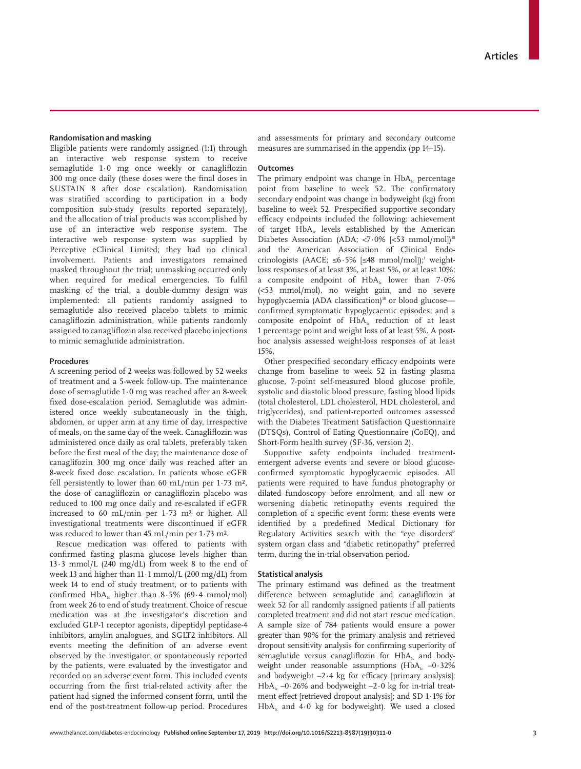### Randomisation and masking

Eligible patients were randomly assigned (1:1) through an interactive web response system to receive semaglutide 1·0 mg once weekly or canagliflozin 300 mg once daily (these doses were the final doses in SUSTAIN 8 after dose escalation). Randomisation was stratified according to participation in a body composition sub-study (results reported separately), and the allocation of trial products was accomplished by use of an interactive web response system. The interactive web response system was supplied by Perceptive eClinical Limited; they had no clinical involvement. Patients and investigators remained masked throughout the trial; unmasking occurred only when required for medical emergencies. To fulfil masking of the trial, a double-dummy design was implemented: all patients randomly assigned to semaglutide also received placebo tablets to mimic canagliflozin administration, while patients randomly assigned to canagliflozin also received placebo injections to mimic semaglutide administration.

### Procedures

A screening period of 2 weeks was followed by 52 weeks of treatment and a 5-week follow-up. The maintenance dose of semaglutide 1·0 mg was reached after an 8-week fixed dose-escalation period. Semaglutide was administered once weekly subcutaneously in the thigh, abdomen, or upper arm at any time of day, irrespective of meals, on the same day of the week. Canagliflozin was administered once daily as oral tablets, preferably taken before the first meal of the day; the maintenance dose of canaglifozin 300 mg once daily was reached after an 8-week fixed dose escalation. In patients whose eGFR fell persistently to lower than 60 mL/min per 1·73 m², the dose of canagliflozin or canagliflozin placebo was reduced to 100 mg once daily and re-escalated if eGFR increased to 60 mL/min per 1·73 m² or higher. All investigational treatments were discontinued if eGFR was reduced to lower than 45 mL/min per 1·73 m².

Rescue medication was offered to patients with confirmed fasting plasma glucose levels higher than 13·3 mmol/L (240 mg/dL) from week 8 to the end of week 13 and higher than 11·1 mmol/L (200 mg/dL) from week 14 to end of study treatment, or to patients with confirmed $HbA_{1c}$ higher than 8·5% (69·4 mmol/mol) from week 26 to end of study treatment. Choice of rescue medication was at the investigator's discretion and excluded GLP-1 receptor agonists, dipeptidyl peptidase-4 inhibitors, amylin analogues, and SGLT2 inhibitors. All events meeting the definition of an adverse event observed by the investigator, or spontaneously reported by the patients, were evaluated by the investigator and recorded on an adverse event form. This included events occurring from the first trial-related activity after the patient had signed the informed consent form, until the end of the post-treatment follow-up period. Procedures and assessments for primary and secondary outcome measures are summarised in the appendix (pp 14–15).

### Outcomes

The primary endpoint was change in $HbA_{1c}$ percentage point from baseline to week 52. The confirmatory secondary endpoint was change in bodyweight (kg) from baseline to week 52. Prespecified supportive secondary efficacy endpoints included the following: achievement of target $HbA_{1c}$ levels established by the American Diabetes Association (ADA; <7·0% [<53 mmol/mol])[18] and the American Association of Clinical Endocrinologists (AACE; ≤6·5% [≤48 mmol/mol]);[1] weight-loss responses of at least 3%, at least 5%, or at least 10%; a composite endpoint of $HbA_{1c}$ lower than 7·0% (<53 mmol/mol), no weight gain, and no severe hypoglycaemia (ADA classification)[18] or blood glucose—confirmed symptomatic hypoglycaemic episodes; and a composite endpoint of $HbA_{1c}$ reduction of at least 1 percentage point and weight loss of at least 5%. A post-hoc analysis assessed weight-loss responses of at least 15%.

Other prespecified secondary efficacy endpoints were change from baseline to week 52 in fasting plasma glucose, 7-point self-measured blood glucose profile, systolic and diastolic blood pressure, fasting blood lipids (total cholesterol, LDL cholesterol, HDL cholesterol, and triglycerides), and patient-reported outcomes assessed with the Diabetes Treatment Satisfaction Questionnaire (DTSQs), Control of Eating Questionnaire (CoEQ), and Short-Form health survey (SF-36, version 2).

Supportive safety endpoints included treatment-emergent adverse events and severe or blood glucose-confirmed symptomatic hypoglycaemic episodes. All patients were required to have fundus photography or dilated fundoscopy before enrolment, and all new or worsening diabetic retinopathy events required the completion of a specific event form; these events were identified by a predefined Medical Dictionary for Regulatory Activities search with the "eye disorders" system organ class and "diabetic retinopathy" preferred term, during the in-trial observation period.

### Statistical analysis

The primary estimand was defined as the treatment difference between semaglutide and canagliflozin at week 52 for all randomly assigned patients if all patients completed treatment and did not start rescue medication. A sample size of 784 patients would ensure a power greater than 90% for the primary analysis and retrieved dropout sensitivity analysis for confirming superiority of semaglutide versus canagliflozin for $HbA_{1c}$ and bodyweight under reasonable assumptions ($HbA_{1c}$ –0·32% and bodyweight –2·4 kg for efficacy [primary analysis]; $HbA_{1c}$ –0·26% and bodyweight –2·0 kg for in-trial treatment effect [retrieved dropout analysis]; and SD 1·1% for $HbA_{1c}$ and 4·0 kg for bodyweight). We used a closed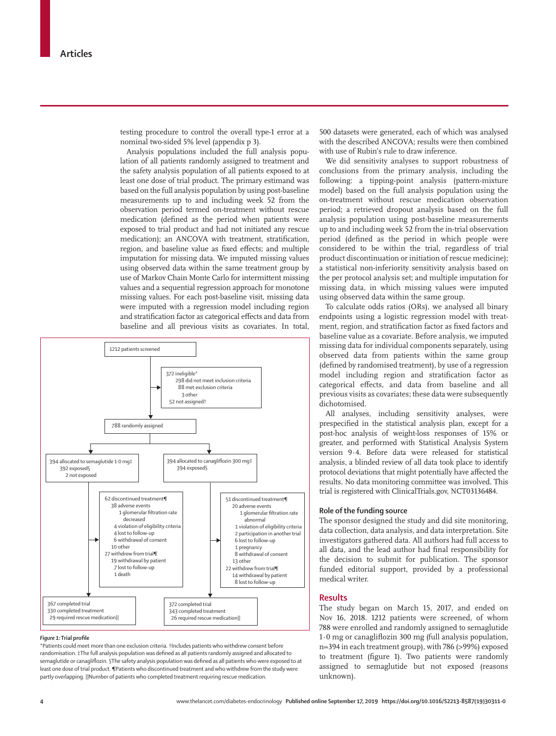testing procedure to control the overall type-1 error at a nominal two-sided 5% level (appendix p 3).

Analysis populations included the full analysis population of all patients randomly assigned to treatment and the safety analysis population of all patients exposed to at least one dose of trial product. The primary estimand was based on the full analysis population by using post-baseline measurements up to and including week 52 from the observation period termed on-treatment without rescue medication (defined as the period when patients were exposed to trial product and had not initiated any rescue medication); an ANCOVA with treatment, stratification, region, and baseline value as fixed effects; and multiple imputation for missing data. We imputed missing values using observed data within the same treatment group by use of Markov Chain Monte Carlo for intermittent missing values and a sequential regression approach for monotone missing values. For each post-baseline visit, missing data were imputed with a regression model including region and stratification factor as categorical effects and data from baseline and all previous visits as covariates. In total, 500 datasets were generated, each of which was analysed with the described ANCOVA; results were then combined with use of Rubin's rule to draw inference.

We did sensitivity analyses to support robustness of conclusions from the primary analysis, including the following: a tipping-point analysis (pattern-mixture model) based on the full analysis population using the on-treatment without rescue medication observation period; a retrieved dropout analysis based on the full analysis population using post-baseline measurements up to and including week 52 from the in-trial observation period (defined as the period in which people were considered to be within the trial, regardless of trial product discontinuation or initiation of rescue medicine); a statistical non-inferiority sensitivity analysis based on the per protocol analysis set; and multiple imputation for missing data, in which missing values were imputed using observed data within the same group.

To calculate odds ratios (ORs), we analysed all binary endpoints using a logistic regression model with treatment, region, and stratification factor as fixed factors and baseline value as a covariate. Before analysis, we imputed missing data for individual components separately, using observed data from patients within the same group (defined by randomised treatment), by use of a regression model including region and stratification factor as categorical effects, and data from baseline and all previous visits as covariates; these data were subsequently dichotomised.

All analyses, including sensitivity analyses, were prespecified in the statistical analysis plan, except for a post-hoc analysis of weight-loss responses of 15% or greater, and performed with Statistical Analysis System version 9·4. Before data were released for statistical analysis, a blinded review of all data took place to identify protocol deviations that might potentially have affected the results. No data monitoring committee was involved. This trial is registered with ClinicalTrials.gov, NCT03136484.

1212 patients screened

372 ineligible*
- 298 did not meet inclusion criteria
- 88 met exclusion criteria
- 3 other
- 52 not assigned†

788 randomly assigned

394 allocated to semaglutide 1·0 mg‡
- 392 exposed§
- 2 not exposed

394 allocated to canagliflozin 300 mg‡
- 394 exposed§

62 discontinued treatment¶
- 38 adverse events
  - 1 glomerular filtration rate decreased
- 4 violation of eligibility criteria
- 4 lost to follow-up
- 6 withdrawal of consent
- 10 other

27 withdrew from trial¶
- 19 withdrawal by patient
- 7 lost to follow-up
- 1 death

51 discontinued treatment¶
- 20 adverse events
  - 1 glomerular filtration rate abnormal
- 1 violation of eligibility criteria
- 2 participation in another trial
- 6 lost to follow-up
- 1 pregnancy
- 8 withdrawal of consent
- 13 other

22 withdrew from trial¶
- 14 withdrawal by patient
- 8 lost to follow-up

367 completed trial
- 330 completed treatment
- 29 required rescue medication||

372 completed trial
- 343 completed treatment
- 26 required rescue medication||

**Figure 1: Trial profile**

*Patients could meet more than one exclusion criteria. †Includes patients who withdrew consent before randomisation. ‡The full analysis population was defined as all patients randomly assigned and allocated to semaglutide or canagliflozin. §The safety analysis population was defined as all patients who were exposed to at least one dose of trial product. ¶Patients who discontinued treatment and who withdrew from the study were partly overlapping. ||Number of patients who completed treatment requiring rescue medication.

## Role of the funding source

The sponsor designed the study and did site monitoring, data collection, data analysis, and data interpretation. Site investigators gathered data. All authors had full access to all data, and the lead author had final responsibility for the decision to submit for publication. The sponsor funded editorial support, provided by a professional medical writer.

## Results

The study began on March 15, 2017, and ended on Nov 16, 2018. 1212 patients were screened, of whom 788 were enrolled and randomly assigned to semaglutide 1·0 mg or canagliflozin 300 mg (full analysis population, n=394 in each treatment group), with 786 (>99%) exposed to treatment (figure 1). Two patients were randomly assigned to semaglutide but not exposed (reasons unknown).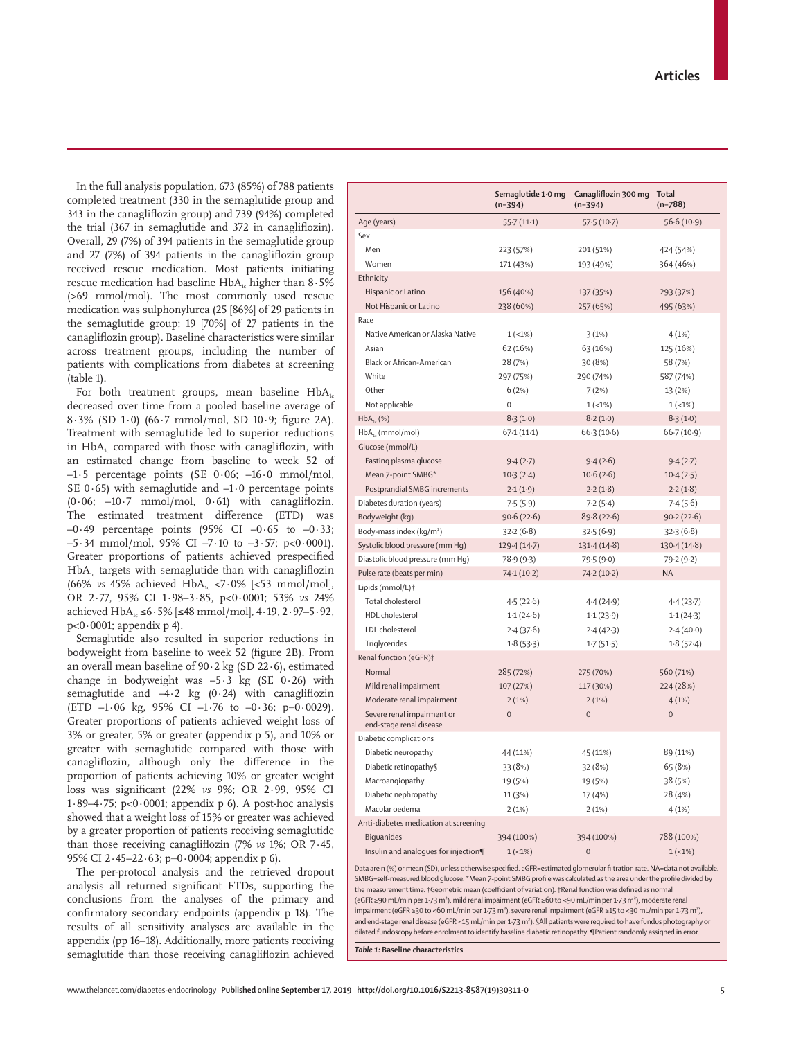In the full analysis population, 673 (85%) of 788 patients completed treatment (330 in the semaglutide group and 343 in the canagliflozin group) and 739 (94%) completed the trial (367 in semaglutide and 372 in canagliflozin). Overall, 29 (7%) of 394 patients in the semaglutide group and 27 (7%) of 394 patients in the canagliflozin group received rescue medication. Most patients initiating rescue medication had baseline $HbA_{1c}$ higher than 8·5% (>69 mmol/mol). The most commonly used rescue medication was sulphonylurea (25 [86%] of 29 patients in the semaglutide group; 19 [70%] of 27 patients in the canagliflozin group). Baseline characteristics were similar across treatment groups, including the number of patients with complications from diabetes at screening (table 1).

For both treatment groups, mean baseline $HbA_{1c}$ decreased over time from a pooled baseline average of 8·3% (SD 1·0) (66·7 mmol/mol, SD 10·9; figure 2A). Treatment with semaglutide led to superior reductions in $HbA_{1c}$ compared with those with canagliflozin, with an estimated change from baseline to week 52 of –1·5 percentage points (SE 0·06; –16·0 mmol/mol, SE 0·65) with semaglutide and –1·0 percentage points (0·06; –10·7 mmol/mol, 0·61) with canagliflozin. The estimated treatment difference (ETD) was –0·49 percentage points (95% CI –0·65 to –0·33; –5·34 mmol/mol, 95% CI –7·10 to –3·57; p<0·0001). Greater proportions of patients achieved prespecified $HbA_{1c}$ targets with semaglutide than with canagliflozin (66% *vs* 45% achieved $HbA_{1c}$ <7·0% [<53 mmol/mol], OR 2·77, 95% CI 1·98–3·85, p<0·0001; 53% *vs* 24% achieved $HbA_{1c}$ ≤6·5% [≤48 mmol/mol], 4·19, 2·97–5·92, p<0·0001; appendix p 4).

Semaglutide also resulted in superior reductions in bodyweight from baseline to week 52 (figure 2B). From an overall mean baseline of 90·2 kg (SD 22·6), estimated change in bodyweight was –5·3 kg (SE 0·26) with semaglutide and –4·2 kg (0·24) with canagliflozin (ETD –1·06 kg, 95% CI –1·76 to –0·36; p=0·0029). Greater proportions of patients achieved weight loss of 3% or greater, 5% or greater (appendix p 5), and 10% or greater with semaglutide compared with those with canagliflozin, although only the difference in the proportion of patients achieving 10% or greater weight loss was significant (22% *vs* 9%; OR 2·99, 95% CI 1·89–4·75; p<0·0001; appendix p 6). A post-hoc analysis showed that a weight loss of 15% or greater was achieved by a greater proportion of patients receiving semaglutide than those receiving canagliflozin (7% *vs* 1%; OR 7·45, 95% CI 2·45–22·63; p=0·0004; appendix p 6).

The per-protocol analysis and the retrieved dropout analysis all returned significant ETDs, supporting the conclusions from the analyses of the primary and confirmatory secondary endpoints (appendix p 18). The results of all sensitivity analyses are available in the appendix (pp 16–18). Additionally, more patients receiving semaglutide than those receiving canagliflozin achieved

| | Semaglutide 1·0 mg (n=394) | Canagliflozin 300 mg (n=394) | Total (n=788) |
|---|---|---|---|
| Age (years) | 55·7 (11·1) | 57·5 (10·7) | 56·6 (10·9) |
| Sex | | | |
| Men | 223 (57%) | 201 (51%) | 424 (54%) |
| Women | 171 (43%) | 193 (49%) | 364 (46%) |
| Ethnicity | | | |
| Hispanic or Latino | 156 (40%) | 137 (35%) | 293 (37%) |
| Not Hispanic or Latino | 238 (60%) | 257 (65%) | 495 (63%) |
| Race | | | |
| Native American or Alaska Native | 1 (<1%) | 3 (1%) | 4 (1%) |
| Asian | 62 (16%) | 63 (16%) | 125 (16%) |
| Black or African-American | 28 (7%) | 30 (8%) | 58 (7%) |
| White | 297 (75%) | 290 (74%) | 587 (74%) |
| Other | 6 (2%) | 7 (2%) | 13 (2%) |
| Not applicable | 0 | 1 (<1%) | 1 (<1%) |
| $HbA_{1c}$ (%) | 8·3 (1·0) | 8·2 (1·0) | 8·3 (1·0) |
| $HbA_{1c}$ (mmol/mol) | 67·1 (11·1) | 66·3 (10·6) | 66·7 (10·9) |
| Glucose (mmol/L) | | | |
| Fasting plasma glucose | 9·4 (2·7) | 9·4 (2·6) | 9·4 (2·7) |
| Mean 7-point SMBG* | 10·3 (2·4) | 10·6 (2·6) | 10·4 (2·5) |
| Postprandial SMBG increments | 2·1 (1·9) | 2·2 (1·8) | 2·2 (1·8) |
| Diabetes duration (years) | 7·5 (5·9) | 7·2 (5·4) | 7·4 (5·6) |
| Bodyweight (kg) | 90·6 (22·6) | 89·8 (22·6) | 90·2 (22·6) |
| Body-mass index (kg/m²) | 32·2 (6·8) | 32·5 (6·9) | 32·3 (6·8) |
| Systolic blood pressure (mm Hg) | 129·4 (14·7) | 131·4 (14·8) | 130·4 (14·8) |
| Diastolic blood pressure (mm Hg) | 78·9 (9·3) | 79·5 (9·0) | 79·2 (9·2) |
| Pulse rate (beats per min) | 74·1 (10·2) | 74·2 (10·2) | NA |
| Lipids (mmol/L)† | | | |
| Total cholesterol | 4·5 (22·6) | 4·4 (24·9) | 4·4 (23·7) |
| HDL cholesterol | 1·1 (24·6) | 1·1 (23·9) | 1·1 (24·3) |
| LDL cholesterol | 2·4 (37·6) | 2·4 (42·3) | 2·4 (40·0) |
| Triglycerides | 1·8 (53·3) | 1·7 (51·5) | 1·8 (52·4) |
| Renal function (eGFR)‡ | | | |
| Normal | 285 (72%) | 275 (70%) | 560 (71%) |
| Mild renal impairment | 107 (27%) | 117 (30%) | 224 (28%) |
| Moderate renal impairment | 2 (1%) | 2 (1%) | 4 (1%) |
| Severe renal impairment or end-stage renal disease | 0 | 0 | 0 |
| Diabetic complications | | | |
| Diabetic neuropathy | 44 (11%) | 45 (11%) | 89 (11%) |
| Diabetic retinopathy§ | 33 (8%) | 32 (8%) | 65 (8%) |
| Macroangiopathy | 19 (5%) | 19 (5%) | 38 (5%) |
| Diabetic nephropathy | 11 (3%) | 17 (4%) | 28 (4%) |
| Macular oedema | 2 (1%) | 2 (1%) | 4 (1%) |
| Anti-diabetes medication at screening | | | |
| Biguanides | 394 (100%) | 394 (100%) | 788 (100%) |
| Insulin and analogues for injection¶ | 1 (<1%) | 0 | 1 (<1%) |

Data are n (%) or mean (SD), unless otherwise specified. eGFR=estimated glomerular filtration rate. NA=data not available. SMBG=self-measured blood glucose. *Mean 7-point SMBG profile was calculated as the area under the profile divided by the measurement time. †Geometric mean (coefficient of variation). ‡Renal function was defined as normal (eGFR ≥90 mL/min per 1·73 m²), mild renal impairment (eGFR ≥60 to <90 mL/min per 1·73 m²), moderate renal impairment (eGFR ≥30 to <60 mL/min per 1·73 m²), severe renal impairment (eGFR ≥15 to <30 mL/min per 1·73 m²), and end-stage renal disease (eGFR <15 mL/min per 1·73 m²). §All patients were required to have fundus photography or dilated fundoscopy before enrolment to identify baseline diabetic retinopathy. ¶Patient randomly assigned in error.

**Table 1: Baseline characteristics**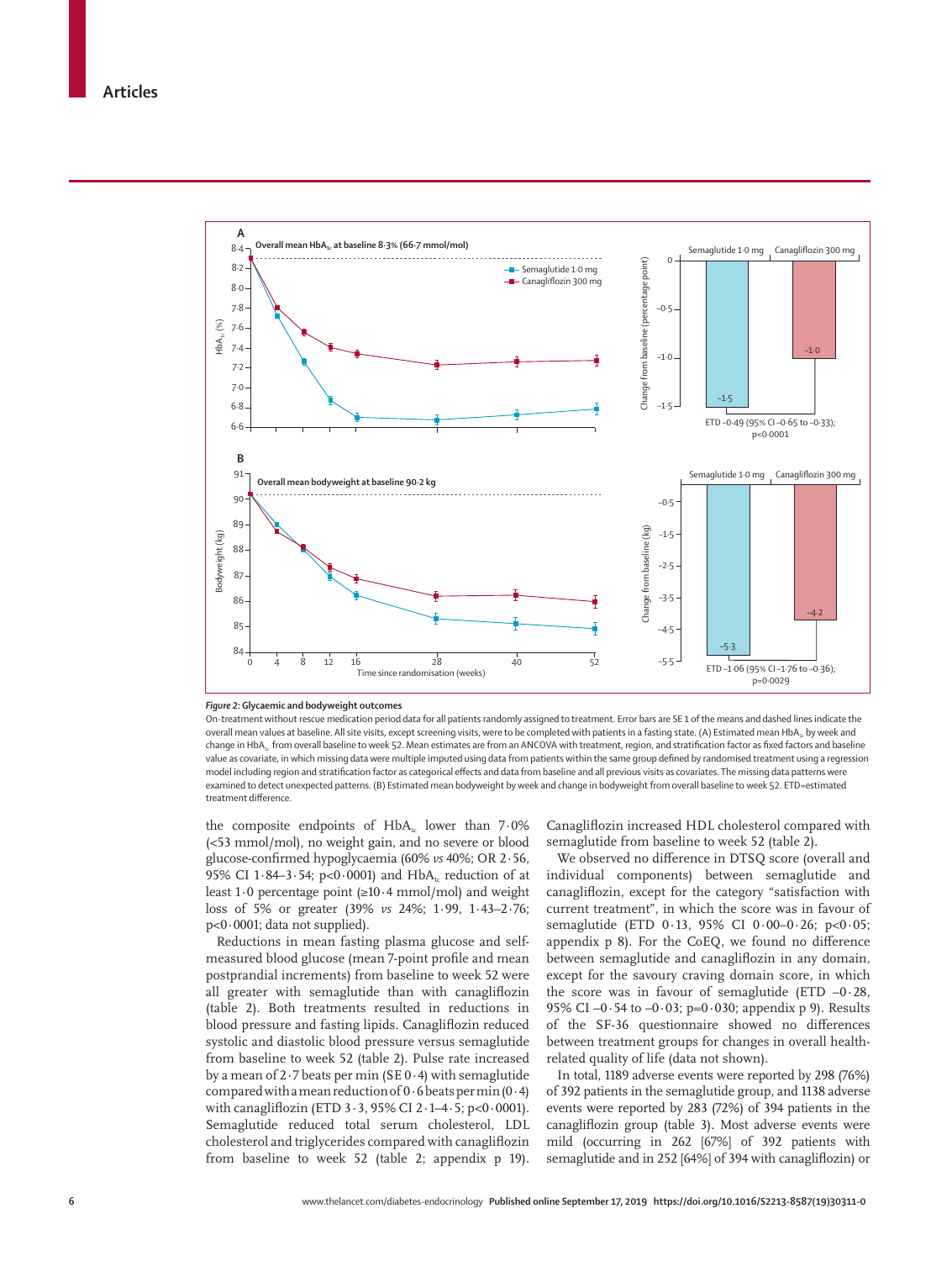**Figure 2: Glycaemic and bodyweight outcomes**

On-treatment without rescue medication period data for all patients randomly assigned to treatment. Error bars are SE 1 of the means and dashed lines indicate the overall mean values at baseline. All site visits, except screening visits, were to be completed with patients in a fasting state. (A) Estimated mean $HbA_{1c}$ by week and change in $HbA_{1c}$ from overall baseline to week 52. Mean estimates are from an ANCOVA with treatment, region, and stratification factor as fixed factors and baseline value as covariate, in which missing data were multiple imputed using data from patients within the same group defined by randomised treatment using a regression model including region and stratification factor as categorical effects and data from baseline and all previous visits as covariates. The missing data patterns were examined to detect unexpected patterns. (B) Estimated mean bodyweight by week and change in bodyweight from overall baseline to week 52. ETD=estimated treatment difference.

the composite endpoints of $HbA_{1c}$ lower than 7·0% (<53 mmol/mol), no weight gain, and no severe or blood glucose-confirmed hypoglycaemia (60% *vs* 40%; OR 2·56, 95% CI 1·84–3·54; p<0·0001) and $HbA_{1c}$ reduction of at least 1·0 percentage point (≥10·4 mmol/mol) and weight loss of 5% or greater (39% *vs* 24%; 1·99, 1·43–2·76; p<0·0001; data not supplied).

Reductions in mean fasting plasma glucose and self-measured blood glucose (mean 7-point profile and mean postprandial increments) from baseline to week 52 were all greater with semaglutide than with canagliflozin (table 2). Both treatments resulted in reductions in blood pressure and fasting lipids. Canagliflozin reduced systolic and diastolic blood pressure versus semaglutide from baseline to week 52 (table 2). Pulse rate increased by a mean of 2·7 beats per min (SE 0·4) with semaglutide compared with a mean reduction of 0·6 beats per min (0·4) with canagliflozin (ETD 3·3, 95% CI 2·1–4·5; p<0·0001). Semaglutide reduced total serum cholesterol, LDL cholesterol and triglycerides compared with canagliflozin from baseline to week 52 (table 2; appendix p 19). Canagliflozin increased HDL cholesterol compared with semaglutide from baseline to week 52 (table 2).

We observed no difference in DTSQ score (overall and individual components) between semaglutide and canagliflozin, except for the category "satisfaction with current treatment", in which the score was in favour of semaglutide (ETD 0·13, 95% CI 0·00–0·26; p<0·05; appendix p 8). For the CoEQ, we found no difference between semaglutide and canagliflozin in any domain, except for the savoury craving domain score, in which the score was in favour of semaglutide (ETD –0·28, 95% CI –0·54 to –0·03; p=0·030; appendix p 9). Results of the SF-36 questionnaire showed no differences between treatment groups for changes in overall health-related quality of life (data not shown).

In total, 1189 adverse events were reported by 298 (76%) of 392 patients in the semaglutide group, and 1138 adverse events were reported by 283 (72%) of 394 patients in the canagliflozin group (table 3). Most adverse events were mild (occurring in 262 [67%] of 392 patients with semaglutide and in 252 [64%] of 394 with canagliflozin) or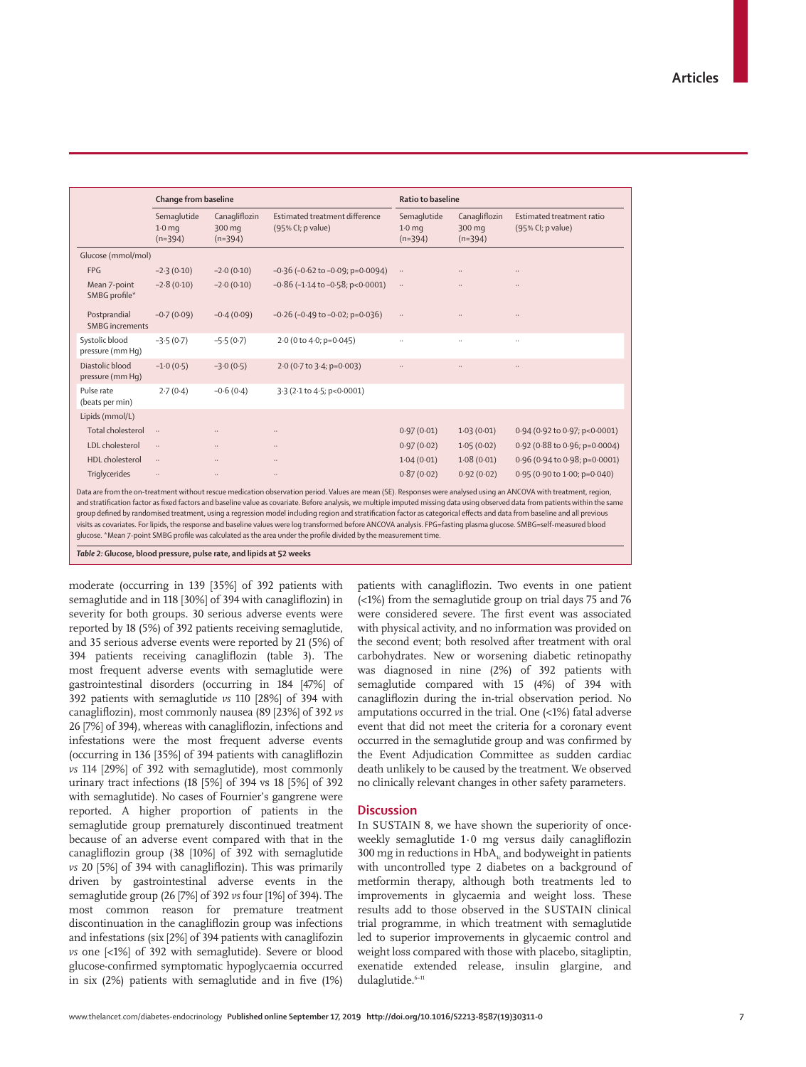| | Change from baseline | | | Ratio to baseline | | |
|---|---|---|---|---|---|---|
| | Semaglutide 1·0 mg (n=394) | Canagliflozin 300 mg (n=394) | Estimated treatment difference (95% CI; p value) | Semaglutide 1·0 mg (n=394) | Canagliflozin 300 mg (n=394) | Estimated treatment ratio (95% CI; p value) |
| Glucose (mmol/mol) | | | | | | |
| FPG | −2·3 (0·10) | −2·0 (0·10) | −0·36 (−0·62 to −0·09; p=0·0094) | .. | .. | .. |
| Mean 7-point SMBG profile* | −2·8 (0·10) | −2·0 (0·10) | −0·86 (−1·14 to −0·58; p<0·0001) | .. | .. | .. |
| Postprandial SMBG increments | −0·7 (0·09) | −0·4 (0·09) | −0·26 (−0·49 to −0·02; p=0·036) | .. | .. | .. |
| Systolic blood pressure (mm Hg) | −3·5 (0·7) | −5·5 (0·7) | 2·0 (0 to 4·0; p=0·045) | .. | .. | .. |
| Diastolic blood pressure (mm Hg) | −1·0 (0·5) | −3·0 (0·5) | 2·0 (0·7 to 3·4; p=0·003) | .. | .. | .. |
| Pulse rate (beats per min) | 2·7 (0·4) | −0·6 (0·4) | 3·3 (2·1 to 4·5; p<0·0001) | | | |
| Lipids (mmol/L) | | | | | | |
| Total cholesterol | .. | .. | .. | 0·97 (0·01) | 1·03 (0·01) | 0·94 (0·92 to 0·97; p<0·0001) |
| LDL cholesterol | .. | .. | .. | 0·97 (0·02) | 1·05 (0·02) | 0·92 (0·88 to 0·96; p=0·0004) |
| HDL cholesterol | .. | .. | .. | 1·04 (0·01) | 1·08 (0·01) | 0·96 (0·94 to 0·98; p=0·0001) |
| Triglycerides | .. | .. | .. | 0·87 (0·02) | 0·92 (0·02) | 0·95 (0·90 to 1·00; p=0·040) |

Data are from the on-treatment without rescue medication observation period. Values are mean (SE). Responses were analysed using an ANCOVA with treatment, region, and stratification factor as fixed factors and baseline value as covariate. Before analysis, we multiple imputed missing data using observed data from patients within the same group defined by randomised treatment, using a regression model including region and stratification factor as categorical effects and data from baseline and all previous visits as covariates. For lipids, the response and baseline values were log transformed before ANCOVA analysis. FPG=fasting plasma glucose. SMBG=self-measured blood glucose. *Mean 7-point SMBG profile was calculated as the area under the profile divided by the measurement time.

*Table 2:* **Glucose, blood pressure, pulse rate, and lipids at 52 weeks**

moderate (occurring in 139 [35%] of 392 patients with semaglutide and in 118 [30%] of 394 with canagliflozin) in severity for both groups. 30 serious adverse events were reported by 18 (5%) of 392 patients receiving semaglutide, and 35 serious adverse events were reported by 21 (5%) of 394 patients receiving canagliflozin (table 3). The most frequent adverse events with semaglutide were gastrointestinal disorders (occurring in 184 [47%] of 392 patients with semaglutide *vs* 110 [28%] of 394 with canagliflozin), most commonly nausea (89 [23%] of 392 *vs* 26 [7%] of 394), whereas with canagliflozin, infections and infestations were the most frequent adverse events (occurring in 136 [35%] of 394 patients with canagliflozin *vs* 114 [29%] of 392 with semaglutide), most commonly urinary tract infections (18 [5%] of 394 vs 18 [5%] of 392 with semaglutide). No cases of Fournier's gangrene were reported. A higher proportion of patients in the semaglutide group prematurely discontinued treatment because of an adverse event compared with that in the canagliflozin group (38 [10%] of 392 with semaglutide *vs* 20 [5%] of 394 with canagliflozin). This was primarily driven by gastrointestinal adverse events in the semaglutide group (26 [7%] of 392 *vs* four [1%] of 394). The most common reason for premature treatment discontinuation in the canagliflozin group was infections and infestations (six [2%] of 394 patients with canagliflozin *vs* one [<1%] of 392 with semaglutide). Severe or blood glucose-confirmed symptomatic hypoglycaemia occurred in six (2%) patients with semaglutide and in five (1%) patients with canagliflozin. Two events in one patient (<1%) from the semaglutide group on trial days 75 and 76 were considered severe. The first event was associated with physical activity, and no information was provided on the second event; both resolved after treatment with oral carbohydrates. New or worsening diabetic retinopathy was diagnosed in nine (2%) of 392 patients with semaglutide compared with 15 (4%) of 394 with canagliflozin during the in-trial observation period. No amputations occurred in the trial. One (<1%) fatal adverse event that did not meet the criteria for a coronary event occurred in the semaglutide group and was confirmed by the Event Adjudication Committee as sudden cardiac death unlikely to be caused by the treatment. We observed no clinically relevant changes in other safety parameters.

## Discussion

In SUSTAIN 8, we have shown the superiority of once-weekly semaglutide 1·0 mg versus daily canagliflozin 300 mg in reductions in $HbA_{1c}$ and bodyweight in patients with uncontrolled type 2 diabetes on a background of metformin therapy, although both treatments led to improvements in glycaemia and weight loss. These results add to those observed in the SUSTAIN clinical trial programme, in which treatment with semaglutide led to superior improvements in glycaemic control and weight loss compared with those with placebo, sitagliptin, exenatide extended release, insulin glargine, and dulaglutide.[6–11]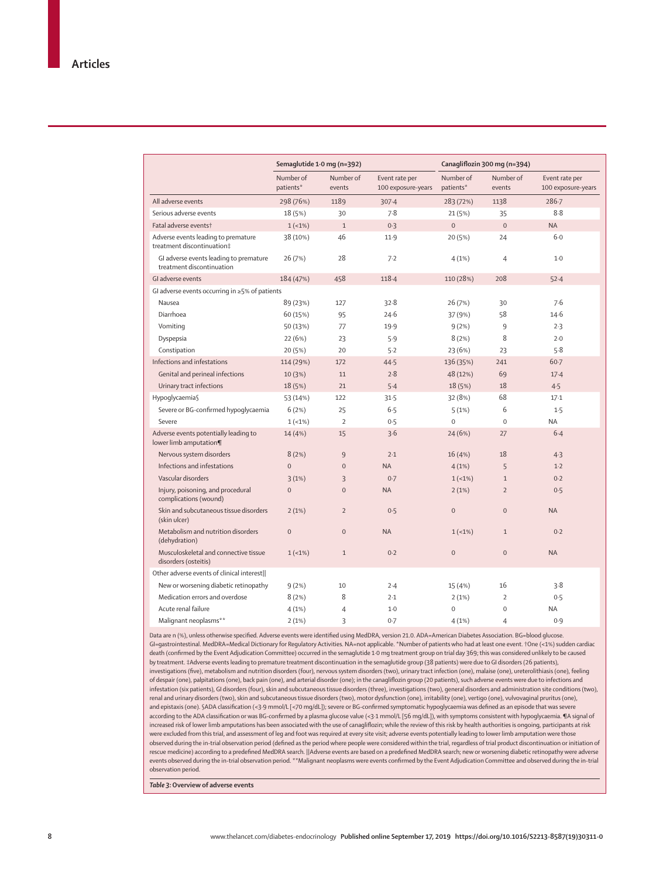| | Semaglutide 1·0 mg (n=392) | | | Canagliflozin 300 mg (n=394) | | |
|---|---|---|---|---|---|---|
| | Number of patients* | Number of events | Event rate per 100 exposure-years | Number of patients* | Number of events | Event rate per 100 exposure-years |
| All adverse events | 298 (76%) | 1189 | 307·4 | 283 (72%) | 1138 | 286·7 |
| Serious adverse events | 18 (5%) | 30 | 7·8 | 21 (5%) | 35 | 8·8 |
| Fatal adverse events† | 1 (<1%) | 1 | 0·3 | 0 | 0 | NA |
| Adverse events leading to premature treatment discontinuation‡ | 38 (10%) | 46 | 11·9 | 20 (5%) | 24 | 6·0 |
| GI adverse events leading to premature treatment discontinuation | 26 (7%) | 28 | 7·2 | 4 (1%) | 4 | 1·0 |
| GI adverse events | 184 (47%) | 458 | 118·4 | 110 (28%) | 208 | 52·4 |
| GI adverse events occurring in ≥5% of patients | | | | | | |
| Nausea | 89 (23%) | 127 | 32·8 | 26 (7%) | 30 | 7·6 |
| Diarrhoea | 60 (15%) | 95 | 24·6 | 37 (9%) | 58 | 14·6 |
| Vomiting | 50 (13%) | 77 | 19·9 | 9 (2%) | 9 | 2·3 |
| Dyspepsia | 22 (6%) | 23 | 5·9 | 8 (2%) | 8 | 2·0 |
| Constipation | 20 (5%) | 20 | 5·2 | 23 (6%) | 23 | 5·8 |
| Infections and infestations | 114 (29%) | 172 | 44·5 | 136 (35%) | 241 | 60·7 |
| Genital and perineal infections | 10 (3%) | 11 | 2·8 | 48 (12%) | 69 | 17·4 |
| Urinary tract infections | 18 (5%) | 21 | 5·4 | 18 (5%) | 18 | 4·5 |
| Hypoglycaemia§ | 53 (14%) | 122 | 31·5 | 32 (8%) | 68 | 17·1 |
| Severe or BG-confirmed hypoglycaemia | 6 (2%) | 25 | 6·5 | 5 (1%) | 6 | 1·5 |
| Severe | 1 (<1%) | 2 | 0·5 | 0 | 0 | NA |
| Adverse events potentially leading to lower limb amputation¶ | 14 (4%) | 15 | 3·6 | 24 (6%) | 27 | 6·4 |
| Nervous system disorders | 8 (2%) | 9 | 2·1 | 16 (4%) | 18 | 4·3 |
| Infections and infestations | 0 | 0 | NA | 4 (1%) | 5 | 1·2 |
| Vascular disorders | 3 (1%) | 3 | 0·7 | 1 (<1%) | 1 | 0·2 |
| Injury, poisoning, and procedural complications (wound) | 0 | 0 | NA | 2 (1%) | 2 | 0·5 |
| Skin and subcutaneous tissue disorders (skin ulcer) | 2 (1%) | 2 | 0·5 | 0 | 0 | NA |
| Metabolism and nutrition disorders (dehydration) | 0 | 0 | NA | 1 (<1%) | 1 | 0·2 |
| Musculoskeletal and connective tissue disorders (osteitis) | 1 (<1%) | 1 | 0·2 | 0 | 0 | NA |
| Other adverse events of clinical interest‖ | | | | | | |
| New or worsening diabetic retinopathy | 9 (2%) | 10 | 2·4 | 15 (4%) | 16 | 3·8 |
| Medication errors and overdose | 8 (2%) | 8 | 2·1 | 2 (1%) | 2 | 0·5 |
| Acute renal failure | 4 (1%) | 4 | 1·0 | 0 | 0 | NA |
| Malignant neoplasms** | 2 (1%) | 3 | 0·7 | 4 (1%) | 4 | 0·9 |

Data are n (%), unless otherwise specified. Adverse events were identified using MedDRA, version 21.0. ADA=American Diabetes Association. BG=blood glucose. GI=gastrointestinal. MedDRA=Medical Dictionary for Regulatory Activities. NA=not applicable. *Number of patients who had at least one event. †One (<1%) sudden cardiac death (confirmed by the Event Adjudication Committee) occurred in the semaglutide 1·0 mg treatment group on trial day 369; this was considered unlikely to be caused by treatment. ‡Adverse events leading to premature treatment discontinuation in the semaglutide group (38 patients) were due to GI disorders (26 patients), investigations (five), metabolism and nutrition disorders (four), nervous system disorders (two), urinary tract infection (one), malaise (one), ureterolithiasis (one), feeling of despair (one), palpitations (one), back pain (one), and arterial disorder (one); in the canagliflozin group (20 patients), such adverse events were due to infections and infestation (six patients), GI disorders (four), skin and subcutaneous tissue disorders (three), investigations (two), general disorders and administration site conditions (two), renal and urinary disorders (two), skin and subcutaneous tissue disorders (two), motor dysfunction (one), irritability (one), vertigo (one), vulvovaginal pruritus (one), and epistaxis (one). §ADA classification (<3·9 mmol/L [<70 mg/dL]); severe or BG-confirmed symptomatic hypoglycaemia was defined as an episode that was severe according to the ADA classification or was BG-confirmed by a plasma glucose value (<3·1 mmol/L [56 mg/dL]), with symptoms consistent with hypoglycaemia. ¶A signal of increased risk of lower limb amputations has been associated with the use of canagliflozin; while the review of this risk by health authorities is ongoing, participants at risk were excluded from this trial, and assessment of leg and foot was required at every site visit; adverse events potentially leading to lower limb amputation were those observed during the in-trial observation period (defined as the period where people were considered within the trial, regardless of trial product discontinuation or initiation of rescue medicine) according to a predefined MedDRA search. ‖Adverse events are based on a predefined MedDRA search; new or worsening diabetic retinopathy were adverse events observed during the in-trial observation period. **Malignant neoplasms were events confirmed by the Event Adjudication Committee and observed during the in-trial observation period.

*Table 3:* **Overview of adverse events**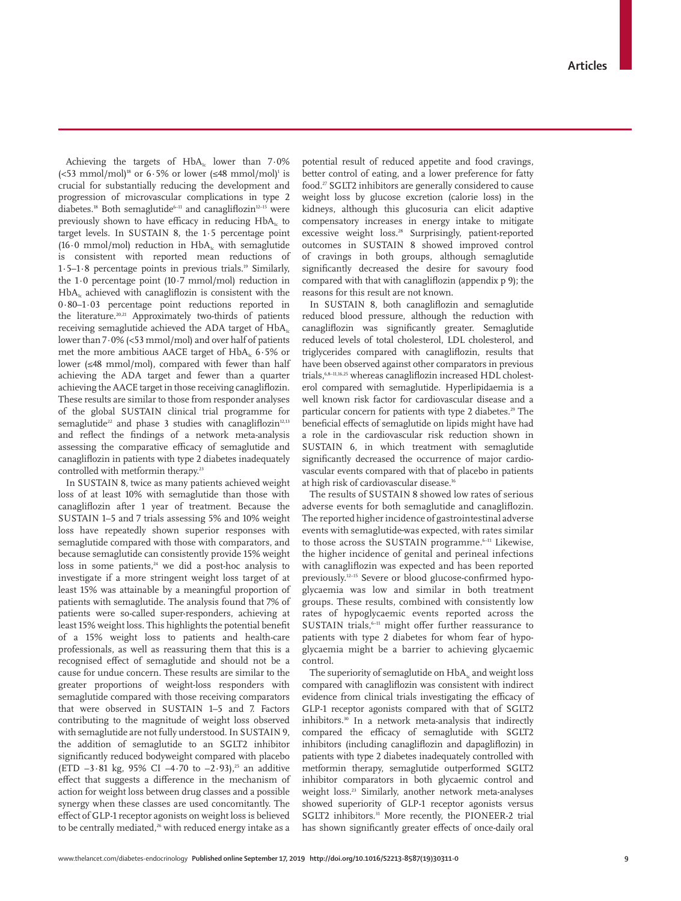Achieving the targets of $HbA_{1c}$ lower than 7·0% (<53 mmol/mol)[18] or 6·5% or lower (≤48 mmol/mol)[1] is crucial for substantially reducing the development and progression of microvascular complications in type 2 diabetes.[18] Both semaglutide[6–11] and canagliflozin[12–15] were previously shown to have efficacy in reducing $HbA_{1c}$ to target levels. In SUSTAIN 8, the 1·5 percentage point (16·0 mmol/mol) reduction in $HbA_{1c}$ with semaglutide is consistent with reported mean reductions of 1·5–1·8 percentage points in previous trials.[19] Similarly, the 1·0 percentage point (10·7 mmol/mol) reduction in $HbA_{1c}$ achieved with canagliflozin is consistent with the 0·80–1·03 percentage point reductions reported in the literature.[20,21] Approximately two-thirds of patients receiving semaglutide achieved the ADA target of $HbA_{1c}$ lower than 7·0% (<53 mmol/mol) and over half of patients met the more ambitious AACE target of $HbA_{1c}$ 6·5% or lower (≤48 mmol/mol), compared with fewer than half achieving the ADA target and fewer than a quarter achieving the AACE target in those receiving canagliflozin. These results are similar to those from responder analyses of the global SUSTAIN clinical trial programme for semaglutide[22] and phase 3 studies with canagliflozin[12,13] and reflect the findings of a network meta-analysis assessing the comparative efficacy of semaglutide and canagliflozin in patients with type 2 diabetes inadequately controlled with metformin therapy.[23]

In SUSTAIN 8, twice as many patients achieved weight loss of at least 10% with semaglutide than those with canagliflozin after 1 year of treatment. Because the SUSTAIN 1–5 and 7 trials assessing 5% and 10% weight loss have repeatedly shown superior responses with semaglutide compared with those with comparators, and because semaglutide can consistently provide 15% weight loss in some patients,[24] we did a post-hoc analysis to investigate if a more stringent weight loss target of at least 15% was attainable by a meaningful proportion of patients with semaglutide. The analysis found that 7% of patients were so-called super-responders, achieving at least 15% weight loss. This highlights the potential benefit of a 15% weight loss to patients and health-care professionals, as well as reassuring them that this is a recognised effect of semaglutide and should not be a cause for undue concern. These results are similar to the greater proportions of weight-loss responders with semaglutide compared with those receiving comparators that were observed in SUSTAIN 1–5 and 7. Factors contributing to the magnitude of weight loss observed with semaglutide are not fully understood. In SUSTAIN 9, the addition of semaglutide to an SGLT2 inhibitor significantly reduced bodyweight compared with placebo (ETD –3·81 kg, 95% CI –4·70 to –2·93),[25] an additive effect that suggests a difference in the mechanism of action for weight loss between drug classes and a possible synergy when these classes are used concomitantly. The effect of GLP-1 receptor agonists on weight loss is believed to be centrally mediated,[26] with reduced energy intake as a potential result of reduced appetite and food cravings, better control of eating, and a lower preference for fatty food.[27] SGLT2 inhibitors are generally considered to cause weight loss by glucose excretion (calorie loss) in the kidneys, although this glucosuria can elicit adaptive compensatory increases in energy intake to mitigate excessive weight loss.[28] Surprisingly, patient-reported outcomes in SUSTAIN 8 showed improved control of cravings in both groups, although semaglutide significantly decreased the desire for savoury food compared with that with canagliflozin (appendix p 9); the reasons for this result are not known.

In SUSTAIN 8, both canagliflozin and semaglutide reduced blood pressure, although the reduction with canagliflozin was significantly greater. Semaglutide reduced levels of total cholesterol, LDL cholesterol, and triglycerides compared with canagliflozin, results that have been observed against other comparators in previous trials,[6,8–11,16,25] whereas canagliflozin increased HDL cholesterol compared with semaglutide. Hyperlipidaemia is a well known risk factor for cardiovascular disease and a particular concern for patients with type 2 diabetes.[29] The beneficial effects of semaglutide on lipids might have had a role in the cardiovascular risk reduction shown in SUSTAIN 6, in which treatment with semaglutide significantly decreased the occurrence of major cardiovascular events compared with that of placebo in patients at high risk of cardiovascular disease.[16]

The results of SUSTAIN 8 showed low rates of serious adverse events for both semaglutide and canagliflozin. The reported higher incidence of gastrointestinal adverse events with semaglutide was expected, with rates similar to those across the SUSTAIN programme.[6–11] Likewise, the higher incidence of genital and perineal infections with canagliflozin was expected and has been reported previously.[12–15] Severe or blood glucose-confirmed hypoglycaemia was low and similar in both treatment groups. These results, combined with consistently low rates of hypoglycaemic events reported across the SUSTAIN trials,[6–11] might offer further reassurance to patients with type 2 diabetes for whom fear of hypoglycaemia might be a barrier to achieving glycaemic control.

The superiority of semaglutide on $HbA_{1c}$ and weight loss compared with canagliflozin was consistent with indirect evidence from clinical trials investigating the efficacy of GLP-1 receptor agonists compared with that of SGLT2 inhibitors.[30] In a network meta-analysis that indirectly compared the efficacy of semaglutide with SGLT2 inhibitors (including canagliflozin and dapagliflozin) in patients with type 2 diabetes inadequately controlled with metformin therapy, semaglutide outperformed SGLT2 inhibitor comparators in both glycaemic control and weight loss.[23] Similarly, another network meta-analyses showed superiority of GLP-1 receptor agonists versus SGLT2 inhibitors.[31] More recently, the PIONEER-2 trial has shown significantly greater effects of once-daily oral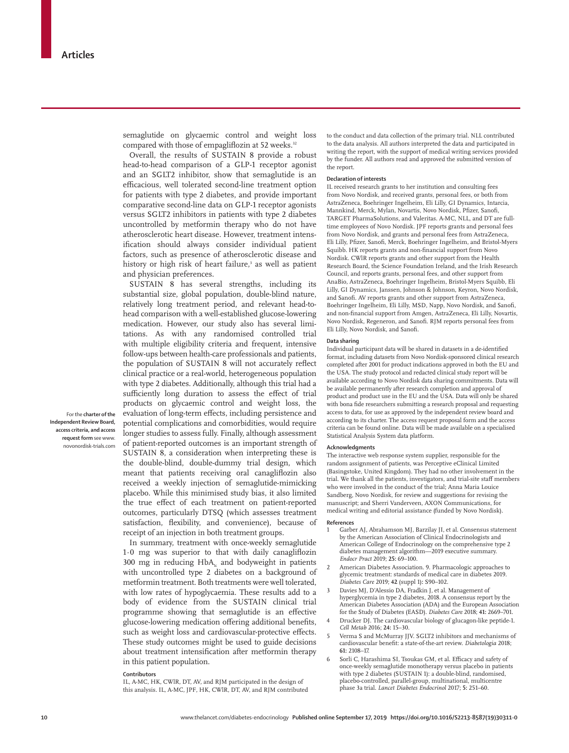semaglutide on glycaemic control and weight loss compared with those of empagliflozin at 52 weeks.[32]

Overall, the results of SUSTAIN 8 provide a robust head-to-head comparison of a GLP-1 receptor agonist and an SGLT2 inhibitor, show that semaglutide is an efficacious, well tolerated second-line treatment option for patients with type 2 diabetes, and provide important comparative second-line data on GLP-1 receptor agonists versus SGLT2 inhibitors in patients with type 2 diabetes uncontrolled by metformin therapy who do not have atherosclerotic heart disease. However, treatment intensification should always consider individual patient factors, such as presence of atherosclerotic disease and history or high risk of heart failure,[3] as well as patient and physician preferences.

SUSTAIN 8 has several strengths, including its substantial size, global population, double-blind nature, relatively long treatment period, and relevant head-to-head comparison with a well-established glucose-lowering medication. However, our study also has several limitations. As with any randomised controlled trial with multiple eligibility criteria and frequent, intensive follow-ups between health-care professionals and patients, the population of SUSTAIN 8 will not accurately reflect clinical practice or a real-world, heterogeneous population with type 2 diabetes. Additionally, although this trial had a sufficiently long duration to assess the effect of trial products on glycaemic control and weight loss, the evaluation of long-term effects, including persistence and potential complications and comorbidities, would require longer studies to assess fully. Finally, although assessment of patient-reported outcomes is an important strength of SUSTAIN 8, a consideration when interpreting these is the double-blind, double-dummy trial design, which meant that patients receiving oral canagliflozin also received a weekly injection of semaglutide-mimicking placebo. While this minimised study bias, it also limited the true effect of each treatment on patient-reported outcomes, particularly DTSQ (which assesses treatment satisfaction, flexibility, and convenience), because of receipt of an injection in both treatment groups.

In summary, treatment with once-weekly semaglutide 1·0 mg was superior to that with daily canagliflozin 300 mg in reducing $HbA_{1c}$ and bodyweight in patients with uncontrolled type 2 diabetes on a background of metformin treatment. Both treatments were well tolerated, with low rates of hypoglycaemia. These results add to a body of evidence from the SUSTAIN clinical trial programme showing that semaglutide is an effective glucose-lowering medication offering additional benefits, such as weight loss and cardiovascular-protective effects. These study outcomes might be used to guide decisions about treatment intensification after metformin therapy in this patient population.

### Contributors

IL, A-MC, HK, CWlR, DT, AV, and RJM participated in the design of this analysis. IL, A-MC, JPF, HK, CWlR, DT, AV, and RJM contributed to the conduct and data collection of the primary trial. NLL contributed to the data analysis. All authors interpreted the data and participated in writing the report, with the support of medical writing services provided by the funder. All authors read and approved the submitted version of the report.

### Declaration of interests

IL received research grants to her institution and consulting fees from Novo Nordisk, and received grants, personal fees, or both from AstraZeneca, Boehringer Ingelheim, Eli Lilly, GI Dynamics, Intarcia, Mannkind, Merck, Mylan, Novartis, Novo Nordisk, Pfizer, Sanofi, TARGET PharmaSolutions, and Valeritas. A-MC, NLL, and DT are full-time employees of Novo Nordisk. JPF reports grants and personal fees from Novo Nordisk, and grants and personal fees from AstraZeneca, Eli Lilly, Pfizer, Sanofi, Merck, Boehringer Ingelheim, and Bristol-Myers Squibb. HK reports grants and non-financial support from Novo Nordisk. CWlR reports grants and other support from the Health Research Board, the Science Foundation Ireland, and the Irish Research Council, and reports grants, personal fees, and other support from AnaBio, AstraZeneca, Boehringer Ingelheim, Bristol-Myers Squibb, Eli Lilly, GI Dynamics, Janssen, Johnson & Johnson, Keyron, Novo Nordisk, and Sanofi. AV reports grants and other support from AstraZeneca, Boehringer Ingelheim, Eli Lilly, MSD, Napp, Novo Nordisk, and Sanofi, and non-financial support from Amgen, AstraZeneca, Eli Lilly, Novartis, Novo Nordisk, Regeneron, and Sanofi. RJM reports personal fees from Eli Lilly, Novo Nordisk, and Sanofi.

### Data sharing

Individual participant data will be shared in datasets in a de-identified format, including datasets from Novo Nordisk-sponsored clinical research completed after 2001 for product indications approved in both the EU and the USA. The study protocol and redacted clinical study report will be available according to Novo Nordisk data sharing commitments. Data will be available permanently after research completion and approval of product and product use in the EU and the USA. Data will only be shared with bona fide researchers submitting a research proposal and requesting access to data, for use as approved by the independent review board and according to its charter. The access request proposal form and the access criteria can be found online. Data will be made available on a specialised Statistical Analysis System data platform.

For the **charter of the Independent Review Board, access criteria, and access request form** see www.novonordisk-trials.com

### Acknowledgments

The interactive web response system supplier, responsible for the random assignment of patients, was Perceptive eClinical Limited (Basingstoke, United Kingdom). They had no other involvement in the trial. We thank all the patients, investigators, and trial-site staff members who were involved in the conduct of the trial; Anna Maria Louice Sandberg, Novo Nordisk, for review and suggestions for revising the manuscript; and Sherri Vanderveen, AXON Communications, for medical writing and editorial assistance (funded by Novo Nordisk).

### References

1. Garber AJ, Abrahamson MJ, Barzilay JI, et al. Consensus statement by the American Association of Clinical Endocrinologists and American College of Endocrinology on the comprehensive type 2 diabetes management algorithm—2019 executive summary. *Endocr Pract* 2019; **25:** 69–100.
2. American Diabetes Association. 9. Pharmacologic approaches to glycemic treatment: standards of medical care in diabetes 2019. *Diabetes Care* 2019; **42** (suppl 1)**:** S90–102.
3. Davies MJ, D'Alessio DA, Fradkin J, et al. Management of hyperglycemia in type 2 diabetes, 2018. A consensus report by the American Diabetes Association (ADA) and the European Association for the Study of Diabetes (EASD). *Diabetes Care* 2018; **41:** 2669–701.
4. Drucker DJ. The cardiovascular biology of glucagon-like peptide-1. *Cell Metab* 2016; **24:** 15–30.
5. Verma S and McMurray JJV. SGLT2 inhibitors and mechanisms of cardiovascular benefit: a state-of-the-art review. *Diabetologia* 2018; **61:** 2108–17.
6. Sorli C, Harashima SI, Tsoukas GM, et al. Efficacy and safety of once-weekly semaglutide monotherapy versus placebo in patients with type 2 diabetes (SUSTAIN 1): a double-blind, randomised, placebo-controlled, parallel-group, multinational, multicentre phase 3a trial. *Lancet Diabetes Endocrinol* 2017; **5:** 251–60.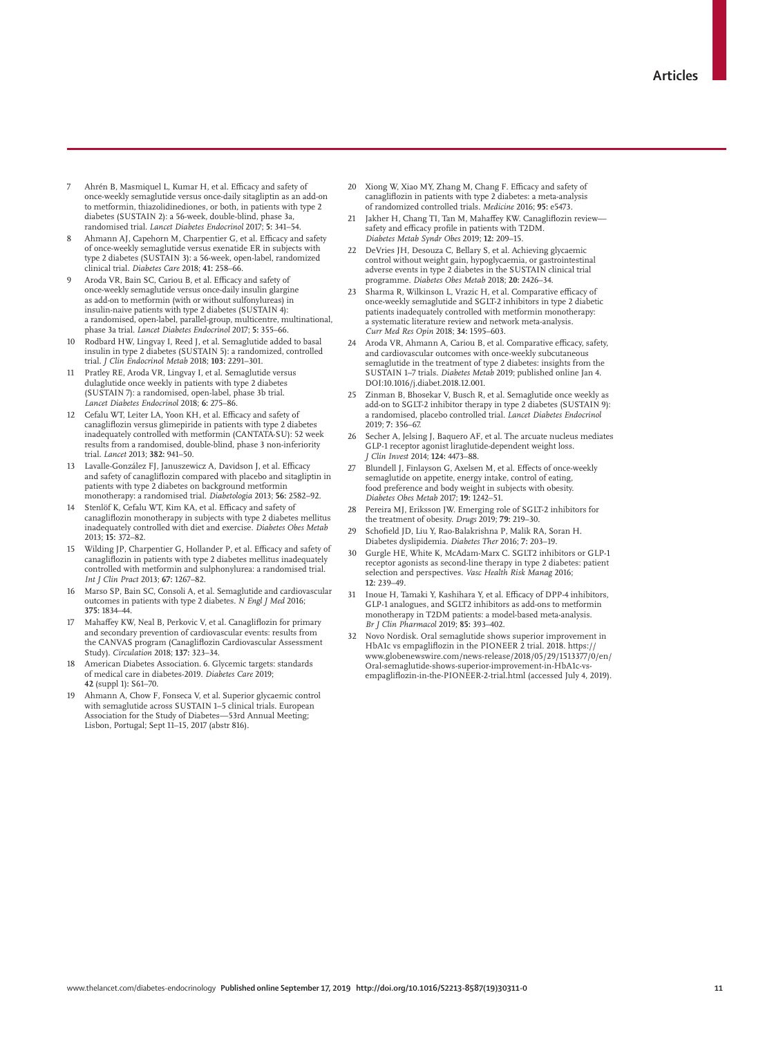7 Ahrén B, Masmiquel L, Kumar H, et al. Efficacy and safety of once-weekly semaglutide versus once-daily sitagliptin as an add-on to metformin, thiazolidinediones, or both, in patients with type 2 diabetes (SUSTAIN 2): a 56-week, double-blind, phase 3a, randomised trial. *Lancet Diabetes Endocrinol* 2017; **5:** 341–54.

8 Ahmann AJ, Capehorn M, Charpentier G, et al. Efficacy and safety of once-weekly semaglutide versus exenatide ER in subjects with type 2 diabetes (SUSTAIN 3): a 56-week, open-label, randomized clinical trial. *Diabetes Care* 2018; **41:** 258–66.

9 Aroda VR, Bain SC, Cariou B, et al. Efficacy and safety of once-weekly semaglutide versus once-daily insulin glargine as add-on to metformin (with or without sulfonylureas) in insulin-naive patients with type 2 diabetes (SUSTAIN 4): a randomised, open-label, parallel-group, multicentre, multinational, phase 3a trial. *Lancet Diabetes Endocrinol* 2017; **5:** 355–66.

10 Rodbard HW, Lingvay I, Reed J, et al. Semaglutide added to basal insulin in type 2 diabetes (SUSTAIN 5): a randomized, controlled trial. *J Clin Endocrinol Metab* 2018; **103:** 2291–301.

11 Pratley RE, Aroda VR, Lingvay I, et al. Semaglutide versus dulaglutide once weekly in patients with type 2 diabetes (SUSTAIN 7): a randomised, open-label, phase 3b trial. *Lancet Diabetes Endocrinol* 2018; **6:** 275–86.

12 Cefalu WT, Leiter LA, Yoon KH, et al. Efficacy and safety of canagliflozin versus glimepiride in patients with type 2 diabetes inadequately controlled with metformin (CANTATA-SU): 52 week results from a randomised, double-blind, phase 3 non-inferiority trial. *Lancet* 2013; **382:** 941–50.

13 Lavalle-González FJ, Januszewicz A, Davidson J, et al. Efficacy and safety of canagliflozin compared with placebo and sitagliptin in patients with type 2 diabetes on background metformin monotherapy: a randomised trial. *Diabetologia* 2013; **56:** 2582–92.

14 Stenlöf K, Cefalu WT, Kim KA, et al. Efficacy and safety of canagliflozin monotherapy in subjects with type 2 diabetes mellitus inadequately controlled with diet and exercise. *Diabetes Obes Metab* 2013; **15:** 372–82.

15 Wilding JP, Charpentier G, Hollander P, et al. Efficacy and safety of canagliflozin in patients with type 2 diabetes mellitus inadequately controlled with metformin and sulphonylurea: a randomised trial. *Int J Clin Pract* 2013; **67:** 1267–82.

16 Marso SP, Bain SC, Consoli A, et al. Semaglutide and cardiovascular outcomes in patients with type 2 diabetes. *N Engl J Med* 2016; **375:** 1834–44.

17 Mahaffey KW, Neal B, Perkovic V, et al. Canagliflozin for primary and secondary prevention of cardiovascular events: results from the CANVAS program (Canagliflozin Cardiovascular Assessment Study). *Circulation* 2018; **137:** 323–34.

18 American Diabetes Association. 6. Glycemic targets: standards of medical care in diabetes-2019. *Diabetes Care* 2019; **42** (suppl 1)**:** S61–70.

19 Ahmann A, Chow F, Fonseca V, et al. Superior glycaemic control with semaglutide across SUSTAIN 1–5 clinical trials. European Association for the Study of Diabetes—53rd Annual Meeting; Lisbon, Portugal; Sept 11–15, 2017 (abstr 816).

20 Xiong W, Xiao MY, Zhang M, Chang F. Efficacy and safety of canagliflozin in patients with type 2 diabetes: a meta-analysis of randomized controlled trials. *Medicine* 2016; **95:** e5473.

21 Jakher H, Chang TI, Tan M, Mahaffey KW. Canagliflozin review—safety and efficacy profile in patients with T2DM. *Diabetes Metab Syndr Obes* 2019; **12:** 209–15.

22 DeVries JH, Desouza C, Bellary S, et al. Achieving glycaemic control without weight gain, hypoglycaemia, or gastrointestinal adverse events in type 2 diabetes in the SUSTAIN clinical trial programme. *Diabetes Obes Metab* 2018; **20:** 2426–34.

23 Sharma R, Wilkinson L, Vrazic H, et al. Comparative efficacy of once-weekly semaglutide and SGLT-2 inhibitors in type 2 diabetic patients inadequately controlled with metformin monotherapy: a systematic literature review and network meta-analysis. *Curr Med Res Opin* 2018; **34:** 1595–603.

24 Aroda VR, Ahmann A, Cariou B, et al. Comparative efficacy, safety, and cardiovascular outcomes with once-weekly subcutaneous semaglutide in the treatment of type 2 diabetes: insights from the SUSTAIN 1–7 trials. *Diabetes Metab* 2019; published online Jan 4. DOI:10.1016/j.diabet.2018.12.001.

25 Zinman B, Bhosekar V, Busch R, et al. Semaglutide once weekly as add-on to SGLT-2 inhibitor therapy in type 2 diabetes (SUSTAIN 9): a randomised, placebo controlled trial. *Lancet Diabetes Endocrinol* 2019; **7:** 356–67.

26 Secher A, Jelsing J, Baquero AF, et al. The arcuate nucleus mediates GLP-1 receptor agonist liraglutide-dependent weight loss. *J Clin Invest* 2014; **124:** 4473–88.

27 Blundell J, Finlayson G, Axelsen M, et al. Effects of once-weekly semaglutide on appetite, energy intake, control of eating, food preference and body weight in subjects with obesity. *Diabetes Obes Metab* 2017; **19:** 1242–51.

28 Pereira MJ, Eriksson JW. Emerging role of SGLT-2 inhibitors for the treatment of obesity. *Drugs* 2019; **79:** 219–30.

29 Schofield JD, Liu Y, Rao-Balakrishna P, Malik RA, Soran H. Diabetes dyslipidemia. *Diabetes Ther* 2016; **7:** 203–19.

30 Gurgle HE, White K, McAdam-Marx C. SGLT2 inhibitors or GLP-1 receptor agonists as second-line therapy in type 2 diabetes: patient selection and perspectives. *Vasc Health Risk Manag* 2016; **12:** 239–49.

31 Inoue H, Tamaki Y, Kashihara Y, et al. Efficacy of DPP-4 inhibitors, GLP-1 analogues, and SGLT2 inhibitors as add-ons to metformin monotherapy in T2DM patients: a model-based meta-analysis. *Br J Clin Pharmacol* 2019; **85:** 393–402.

32 Novo Nordisk. Oral semaglutide shows superior improvement in HbA1c vs empagliflozin in the PIONEER 2 trial. 2018. https://www.globenewswire.com/news-release/2018/05/29/1513377/0/en/Oral-semaglutide-shows-superior-improvement-in-HbA1c-vs-empagliflozin-in-the-PIONEER-2-trial.html (accessed July 4, 2019).